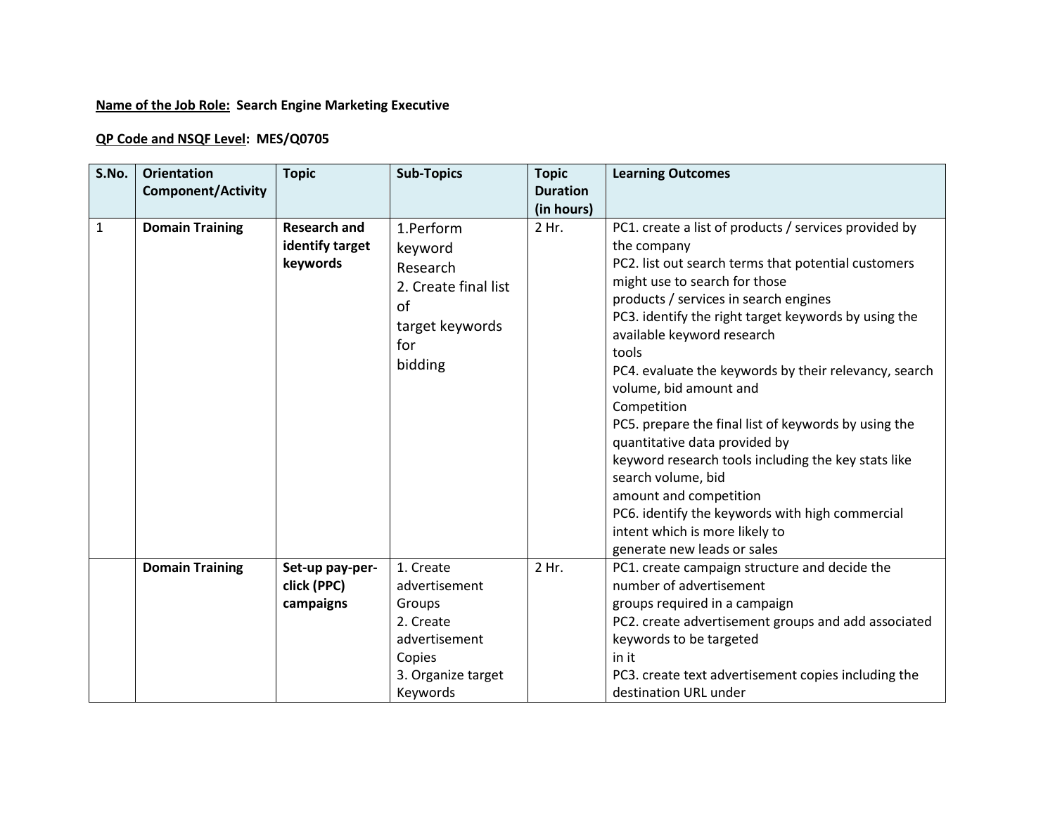**Name of the Job Role:** **Search Engine Marketing Executive**

**QP Code and NSQF Level:** **MES/Q0705**

| S.No. | Orientation Component/Activity | Topic | Sub-Topics | Topic Duration (in hours) | Learning Outcomes |
|---|---|---|---|---|---|
| 1 | **Domain Training** | **Research and identify target keywords** | 1.Perform keyword Research<br>2. Create final list of target keywords for bidding | 2 Hr. | PC1. create a list of products / services provided by the company<br>PC2. list out search terms that potential customers might use to search for those products / services in search engines<br>PC3. identify the right target keywords by using the available keyword research tools<br>PC4. evaluate the keywords by their relevancy, search volume, bid amount and Competition<br>PC5. prepare the final list of keywords by using the quantitative data provided by keyword research tools including the key stats like search volume, bid amount and competition<br>PC6. identify the keywords with high commercial intent which is more likely to generate new leads or sales |
| | **Domain Training** | **Set-up pay-per-click (PPC) campaigns** | 1. Create advertisement Groups<br>2. Create advertisement Copies<br>3. Organize target Keywords | 2 Hr. | PC1. create campaign structure and decide the number of advertisement groups required in a campaign<br>PC2. create advertisement groups and add associated keywords to be targeted in it<br>PC3. create text advertisement copies including the destination URL under |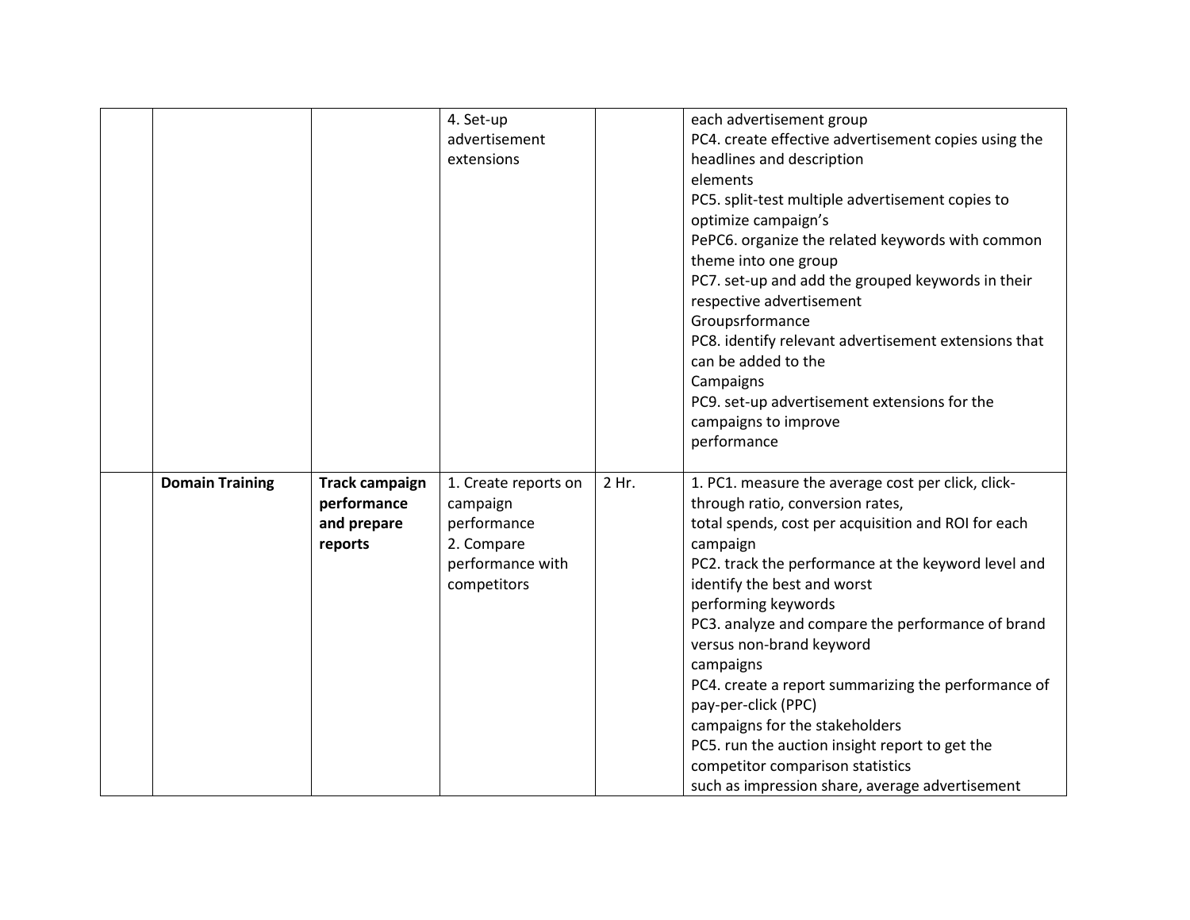|  |  |  |  |  |  |
|---|---|---|---|---|---|
|  |  |  | 4. Set-up advertisement extensions |  | each advertisement group<br>PC4. create effective advertisement copies using the headlines and description elements<br>PC5. split-test multiple advertisement copies to optimize campaign's<br>PePC6. organize the related keywords with common theme into one group<br>PC7. set-up and add the grouped keywords in their respective advertisement Groupsrformance<br>PC8. identify relevant advertisement extensions that can be added to the Campaigns<br>PC9. set-up advertisement extensions for the campaigns to improve performance |
|  | **Domain Training** | **Track campaign performance and prepare reports** | 1. Create reports on campaign performance<br>2. Compare performance with competitors | 2 Hr. | 1. PC1. measure the average cost per click, click-through ratio, conversion rates, total spends, cost per acquisition and ROI for each campaign<br>PC2. track the performance at the keyword level and identify the best and worst performing keywords<br>PC3. analyze and compare the performance of brand versus non-brand keyword campaigns<br>PC4. create a report summarizing the performance of pay-per-click (PPC) campaigns for the stakeholders<br>PC5. run the auction insight report to get the competitor comparison statistics such as impression share, average advertisement |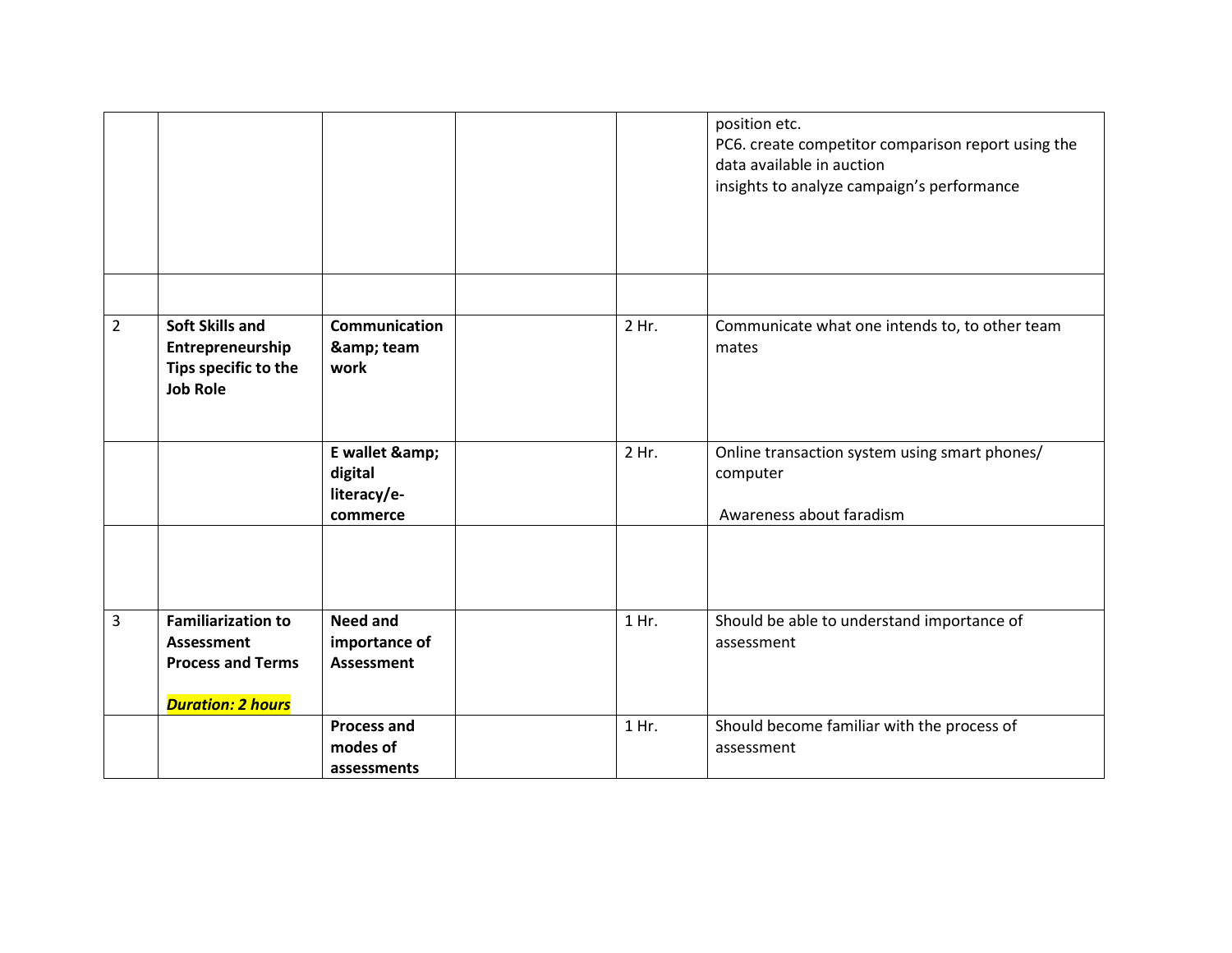| | | | | | |
|---|---|---|---|---|---|
| | | | | | position etc.<br>PC6. create competitor comparison report using the data available in auction<br>insights to analyze campaign's performance |
| | | | | | |
| 2 | **Soft Skills and Entrepreneurship Tips specific to the Job Role** | **Communication &amp; team work** | | 2 Hr. | Communicate what one intends to, to other team mates |
| | | **E wallet &amp; digital literacy/e-commerce** | | 2 Hr. | Online transaction system using smart phones/ computer<br><br>Awareness about faradism |
| | | | | | |
| 3 | **Familiarization to Assessment Process and Terms**<br><br>***Duration: 2 hours*** | **Need and importance of Assessment** | | 1 Hr. | Should be able to understand importance of assessment |
| | | **Process and modes of assessments** | | 1 Hr. | Should become familiar with the process of assessment |